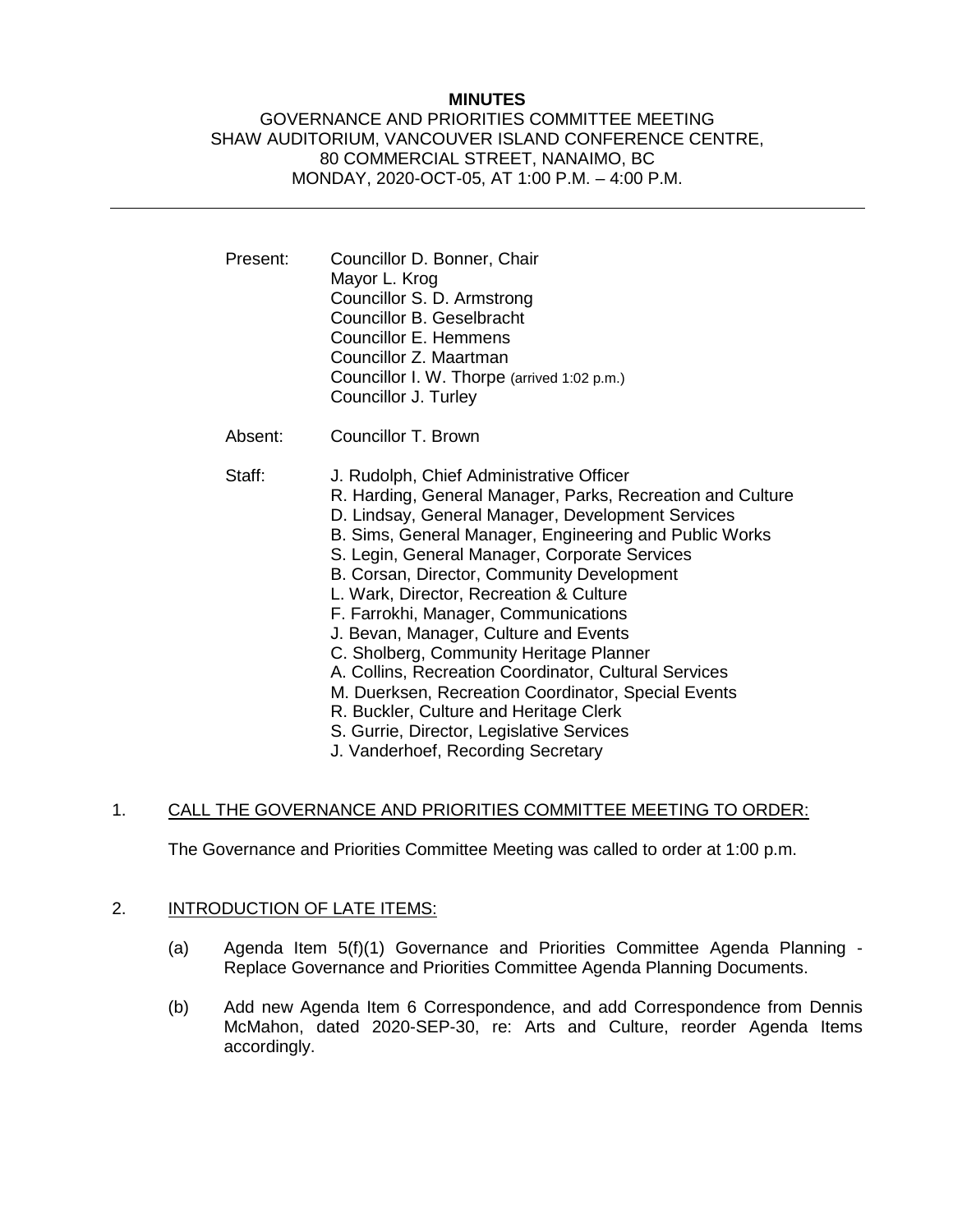**MINUTES**

GOVERNANCE AND PRIORITIES COMMITTEE MEETING
SHAW AUDITORIUM, VANCOUVER ISLAND CONFERENCE CENTRE,
80 COMMERCIAL STREET, NANAIMO, BC
MONDAY, 2020-OCT-05, AT 1:00 P.M. – 4:00 P.M.

---

Present: Councillor D. Bonner, Chair
Mayor L. Krog
Councillor S. D. Armstrong
Councillor B. Geselbracht
Councillor E. Hemmens
Councillor Z. Maartman
Councillor I. W. Thorpe (arrived 1:02 p.m.)
Councillor J. Turley

Absent: Councillor T. Brown

Staff: J. Rudolph, Chief Administrative Officer
R. Harding, General Manager, Parks, Recreation and Culture
D. Lindsay, General Manager, Development Services
B. Sims, General Manager, Engineering and Public Works
S. Legin, General Manager, Corporate Services
B. Corsan, Director, Community Development
L. Wark, Director, Recreation & Culture
F. Farrokhi, Manager, Communications
J. Bevan, Manager, Culture and Events
C. Sholberg, Community Heritage Planner
A. Collins, Recreation Coordinator, Cultural Services
M. Duerksen, Recreation Coordinator, Special Events
R. Buckler, Culture and Heritage Clerk
S. Gurrie, Director, Legislative Services
J. Vanderhoef, Recording Secretary

1. CALL THE GOVERNANCE AND PRIORITIES COMMITTEE MEETING TO ORDER:

   The Governance and Priorities Committee Meeting was called to order at 1:00 p.m.

2. INTRODUCTION OF LATE ITEMS:

   (a) Agenda Item 5(f)(1) Governance and Priorities Committee Agenda Planning - Replace Governance and Priorities Committee Agenda Planning Documents.

   (b) Add new Agenda Item 6 Correspondence, and add Correspondence from Dennis McMahon, dated 2020-SEP-30, re: Arts and Culture, reorder Agenda Items accordingly.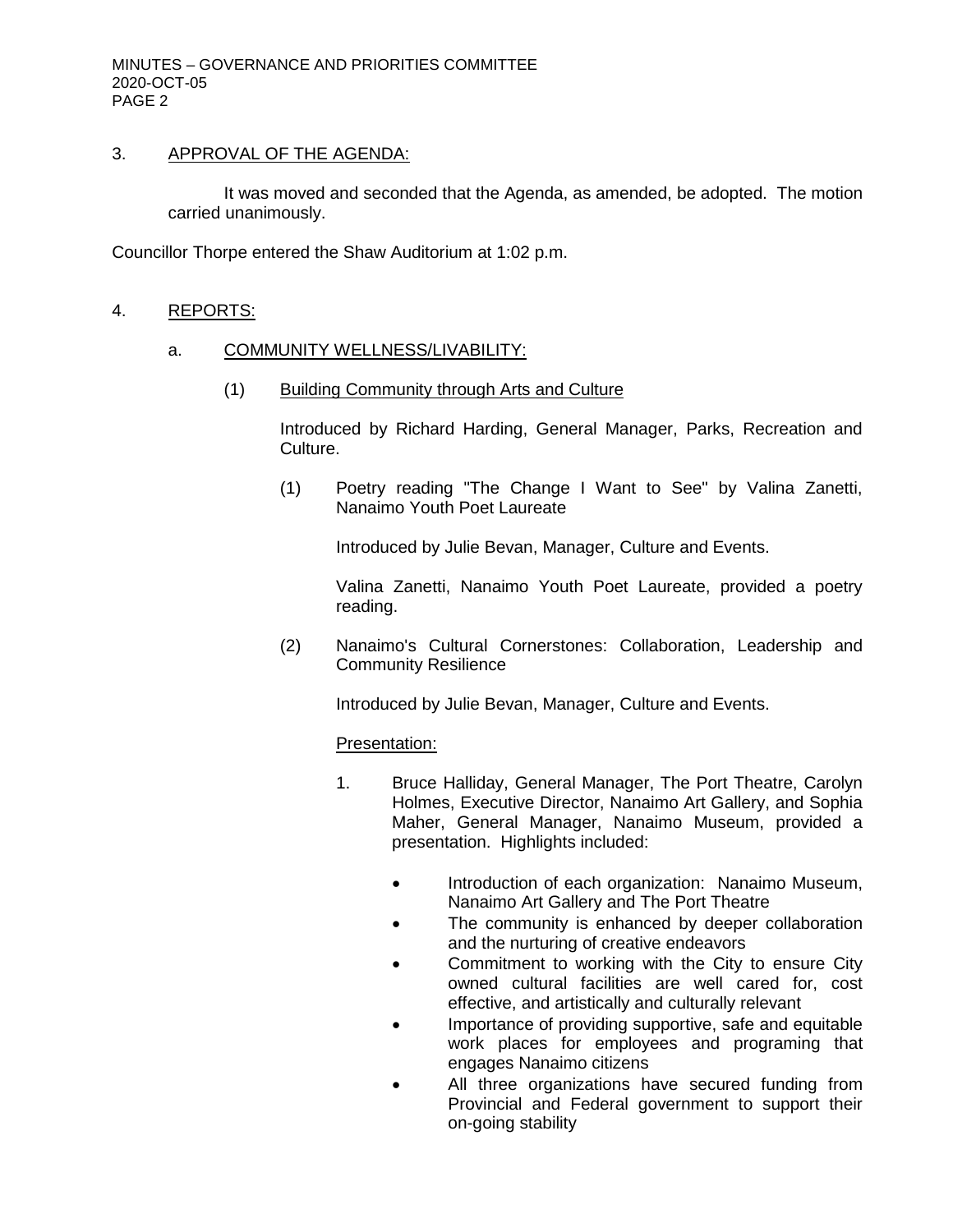3. <u>APPROVAL OF THE AGENDA:</u>

   It was moved and seconded that the Agenda, as amended, be adopted. The motion carried unanimously.

Councillor Thorpe entered the Shaw Auditorium at 1:02 p.m.

4. <u>REPORTS:</u>

   a. <u>COMMUNITY WELLNESS/LIVABILITY:</u>

      (1) <u>Building Community through Arts and Culture</u>

      Introduced by Richard Harding, General Manager, Parks, Recreation and Culture.

      (1) Poetry reading "The Change I Want to See" by Valina Zanetti, Nanaimo Youth Poet Laureate

      Introduced by Julie Bevan, Manager, Culture and Events.

      Valina Zanetti, Nanaimo Youth Poet Laureate, provided a poetry reading.

      (2) Nanaimo's Cultural Cornerstones: Collaboration, Leadership and Community Resilience

      Introduced by Julie Bevan, Manager, Culture and Events.

      <u>Presentation:</u>

      1. Bruce Halliday, General Manager, The Port Theatre, Carolyn Holmes, Executive Director, Nanaimo Art Gallery, and Sophia Maher, General Manager, Nanaimo Museum, provided a presentation. Highlights included:

         - Introduction of each organization: Nanaimo Museum, Nanaimo Art Gallery and The Port Theatre
         - The community is enhanced by deeper collaboration and the nurturing of creative endeavors
         - Commitment to working with the City to ensure City owned cultural facilities are well cared for, cost effective, and artistically and culturally relevant
         - Importance of providing supportive, safe and equitable work places for employees and programing that engages Nanaimo citizens
         - All three organizations have secured funding from Provincial and Federal government to support their on-going stability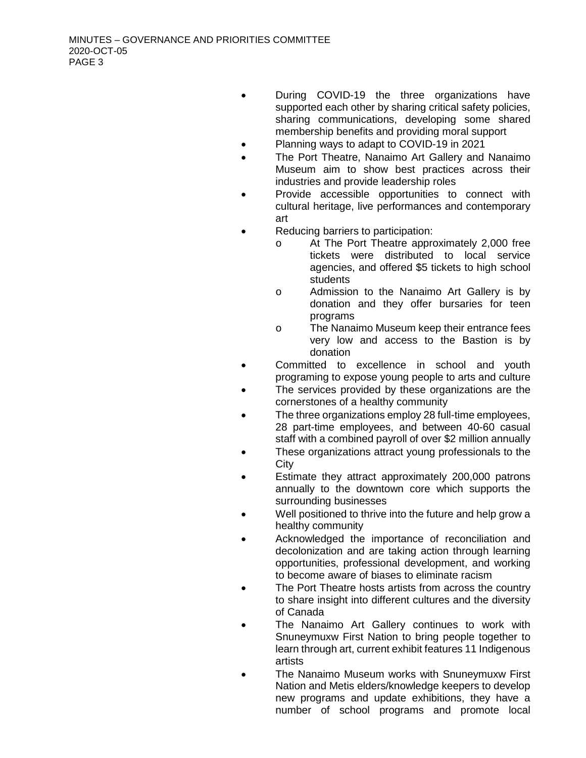- During COVID-19 the three organizations have supported each other by sharing critical safety policies, sharing communications, developing some shared membership benefits and providing moral support
- Planning ways to adapt to COVID-19 in 2021
- The Port Theatre, Nanaimo Art Gallery and Nanaimo Museum aim to show best practices across their industries and provide leadership roles
- Provide accessible opportunities to connect with cultural heritage, live performances and contemporary art
- Reducing barriers to participation:
  - At The Port Theatre approximately 2,000 free tickets were distributed to local service agencies, and offered $5 tickets to high school students
  - Admission to the Nanaimo Art Gallery is by donation and they offer bursaries for teen programs
  - The Nanaimo Museum keep their entrance fees very low and access to the Bastion is by donation
- Committed to excellence in school and youth programing to expose young people to arts and culture
- The services provided by these organizations are the cornerstones of a healthy community
- The three organizations employ 28 full-time employees, 28 part-time employees, and between 40-60 casual staff with a combined payroll of over $2 million annually
- These organizations attract young professionals to the City
- Estimate they attract approximately 200,000 patrons annually to the downtown core which supports the surrounding businesses
- Well positioned to thrive into the future and help grow a healthy community
- Acknowledged the importance of reconciliation and decolonization and are taking action through learning opportunities, professional development, and working to become aware of biases to eliminate racism
- The Port Theatre hosts artists from across the country to share insight into different cultures and the diversity of Canada
- The Nanaimo Art Gallery continues to work with Snuneymuxw First Nation to bring people together to learn through art, current exhibit features 11 Indigenous artists
- The Nanaimo Museum works with Snuneymuxw First Nation and Metis elders/knowledge keepers to develop new programs and update exhibitions, they have a number of school programs and promote local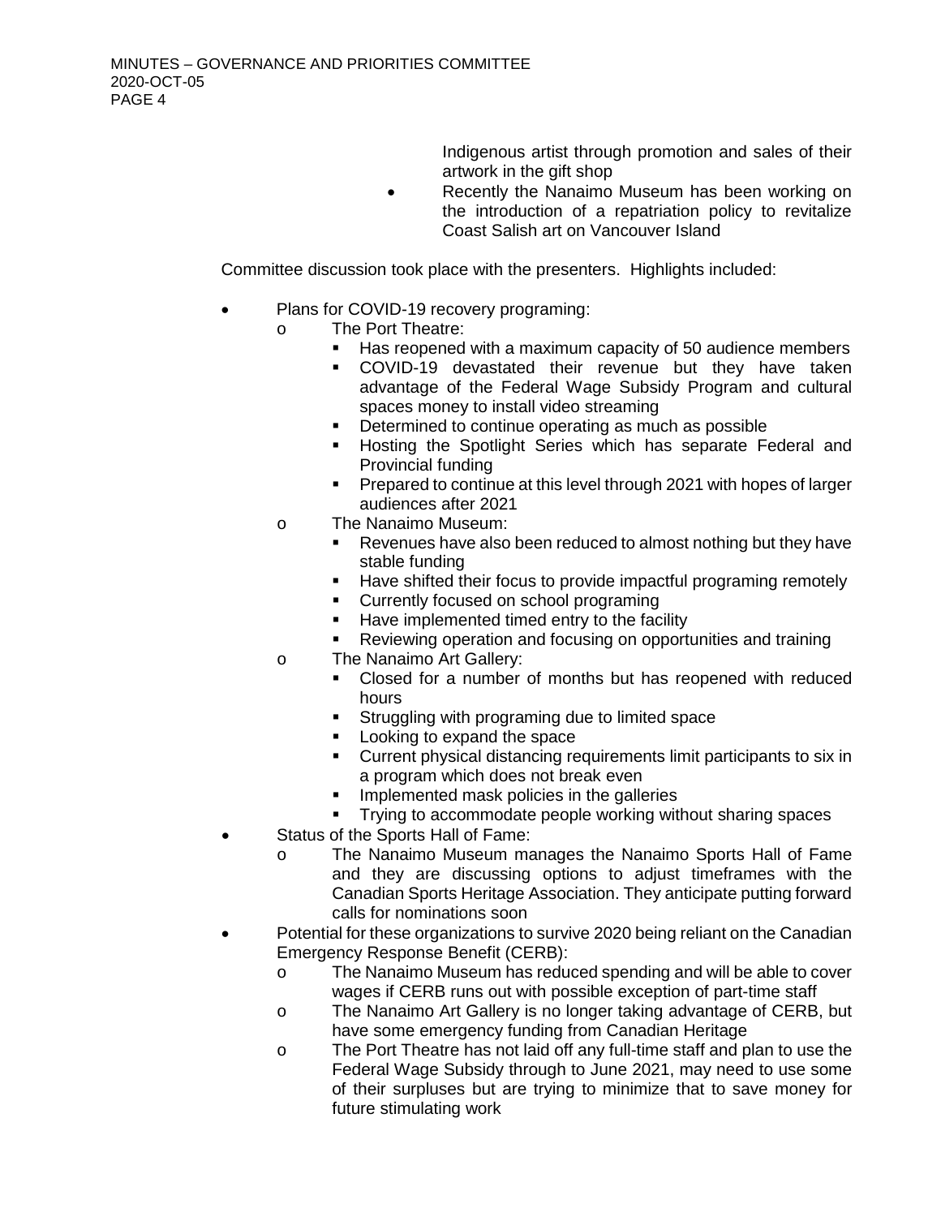- Indigenous artist through promotion and sales of their artwork in the gift shop
  - Recently the Nanaimo Museum has been working on the introduction of a repatriation policy to revitalize Coast Salish art on Vancouver Island

Committee discussion took place with the presenters. Highlights included:

- Plans for COVID-19 recovery programing:
  - The Port Theatre:
    - Has reopened with a maximum capacity of 50 audience members
    - COVID-19 devastated their revenue but they have taken advantage of the Federal Wage Subsidy Program and cultural spaces money to install video streaming
    - Determined to continue operating as much as possible
    - Hosting the Spotlight Series which has separate Federal and Provincial funding
    - Prepared to continue at this level through 2021 with hopes of larger audiences after 2021
  - The Nanaimo Museum:
    - Revenues have also been reduced to almost nothing but they have stable funding
    - Have shifted their focus to provide impactful programing remotely
    - Currently focused on school programing
    - Have implemented timed entry to the facility
    - Reviewing operation and focusing on opportunities and training
  - The Nanaimo Art Gallery:
    - Closed for a number of months but has reopened with reduced hours
    - Struggling with programing due to limited space
    - Looking to expand the space
    - Current physical distancing requirements limit participants to six in a program which does not break even
    - Implemented mask policies in the galleries
    - Trying to accommodate people working without sharing spaces
- Status of the Sports Hall of Fame:
  - The Nanaimo Museum manages the Nanaimo Sports Hall of Fame and they are discussing options to adjust timeframes with the Canadian Sports Heritage Association. They anticipate putting forward calls for nominations soon
- Potential for these organizations to survive 2020 being reliant on the Canadian Emergency Response Benefit (CERB):
  - The Nanaimo Museum has reduced spending and will be able to cover wages if CERB runs out with possible exception of part-time staff
  - The Nanaimo Art Gallery is no longer taking advantage of CERB, but have some emergency funding from Canadian Heritage
  - The Port Theatre has not laid off any full-time staff and plan to use the Federal Wage Subsidy through to June 2021, may need to use some of their surpluses but are trying to minimize that to save money for future stimulating work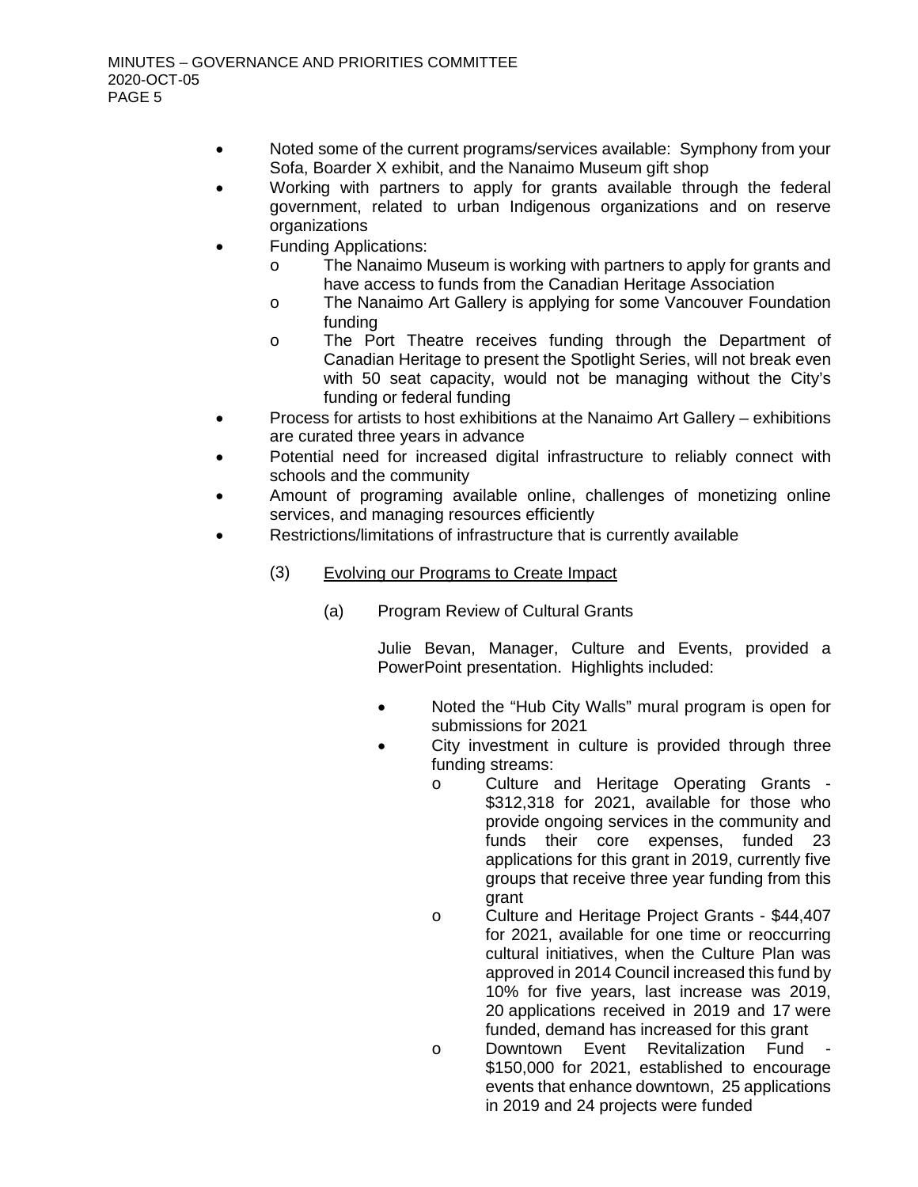- Noted some of the current programs/services available: Symphony from your Sofa, Boarder X exhibit, and the Nanaimo Museum gift shop
- Working with partners to apply for grants available through the federal government, related to urban Indigenous organizations and on reserve organizations
- Funding Applications:
    - The Nanaimo Museum is working with partners to apply for grants and have access to funds from the Canadian Heritage Association
    - The Nanaimo Art Gallery is applying for some Vancouver Foundation funding
    - The Port Theatre receives funding through the Department of Canadian Heritage to present the Spotlight Series, will not break even with 50 seat capacity, would not be managing without the City's funding or federal funding
- Process for artists to host exhibitions at the Nanaimo Art Gallery – exhibitions are curated three years in advance
- Potential need for increased digital infrastructure to reliably connect with schools and the community
- Amount of programing available online, challenges of monetizing online services, and managing resources efficiently
- Restrictions/limitations of infrastructure that is currently available

(3) Evolving our Programs to Create Impact

(a) Program Review of Cultural Grants

Julie Bevan, Manager, Culture and Events, provided a PowerPoint presentation. Highlights included:

- Noted the "Hub City Walls" mural program is open for submissions for 2021
- City investment in culture is provided through three funding streams:
    - Culture and Heritage Operating Grants - $312,318 for 2021, available for those who provide ongoing services in the community and funds their core expenses, funded 23 applications for this grant in 2019, currently five groups that receive three year funding from this grant
    - Culture and Heritage Project Grants - $44,407 for 2021, available for one time or reoccurring cultural initiatives, when the Culture Plan was approved in 2014 Council increased this fund by 10% for five years, last increase was 2019, 20 applications received in 2019 and 17 were funded, demand has increased for this grant
    - Downtown Event Revitalization Fund - $150,000 for 2021, established to encourage events that enhance downtown, 25 applications in 2019 and 24 projects were funded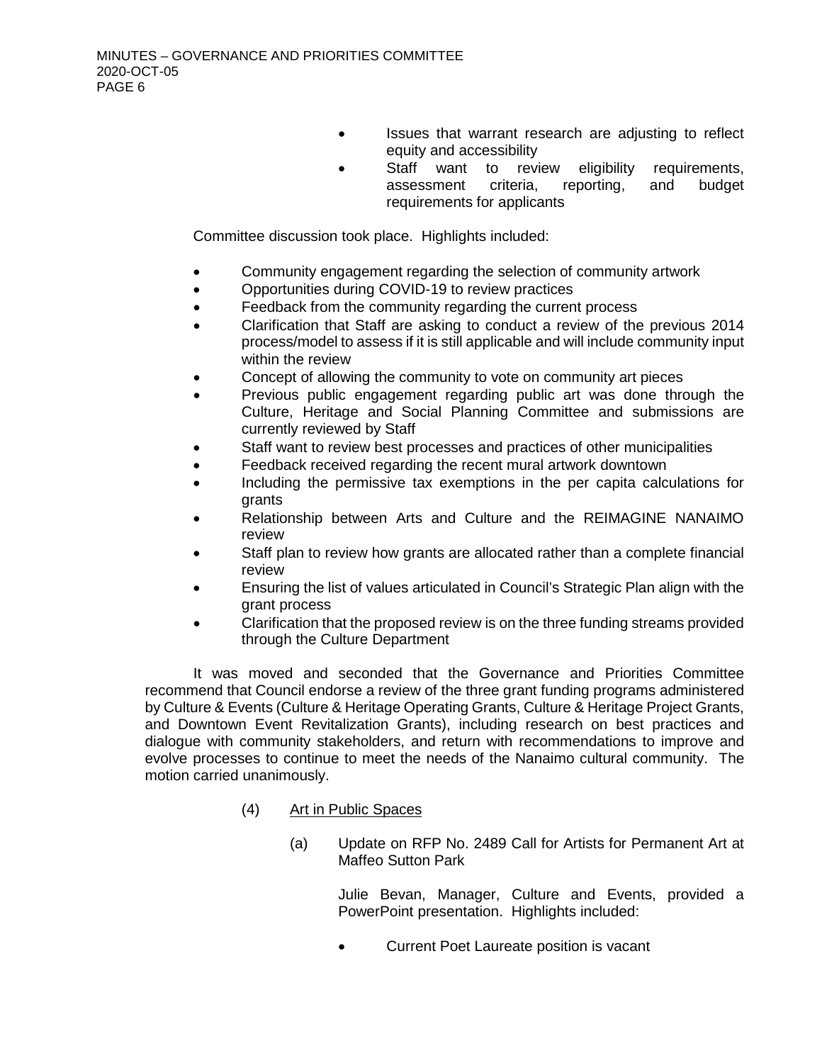- Issues that warrant research are adjusting to reflect equity and accessibility
- Staff want to review eligibility requirements, assessment criteria, reporting, and budget requirements for applicants

Committee discussion took place. Highlights included:

- Community engagement regarding the selection of community artwork
- Opportunities during COVID-19 to review practices
- Feedback from the community regarding the current process
- Clarification that Staff are asking to conduct a review of the previous 2014 process/model to assess if it is still applicable and will include community input within the review
- Concept of allowing the community to vote on community art pieces
- Previous public engagement regarding public art was done through the Culture, Heritage and Social Planning Committee and submissions are currently reviewed by Staff
- Staff want to review best processes and practices of other municipalities
- Feedback received regarding the recent mural artwork downtown
- Including the permissive tax exemptions in the per capita calculations for grants
- Relationship between Arts and Culture and the REIMAGINE NANAIMO review
- Staff plan to review how grants are allocated rather than a complete financial review
- Ensuring the list of values articulated in Council's Strategic Plan align with the grant process
- Clarification that the proposed review is on the three funding streams provided through the Culture Department

It was moved and seconded that the Governance and Priorities Committee recommend that Council endorse a review of the three grant funding programs administered by Culture & Events (Culture & Heritage Operating Grants, Culture & Heritage Project Grants, and Downtown Event Revitalization Grants), including research on best practices and dialogue with community stakeholders, and return with recommendations to improve and evolve processes to continue to meet the needs of the Nanaimo cultural community. The motion carried unanimously.

(4) Art in Public Spaces

(a) Update on RFP No. 2489 Call for Artists for Permanent Art at Maffeo Sutton Park

Julie Bevan, Manager, Culture and Events, provided a PowerPoint presentation. Highlights included:

- Current Poet Laureate position is vacant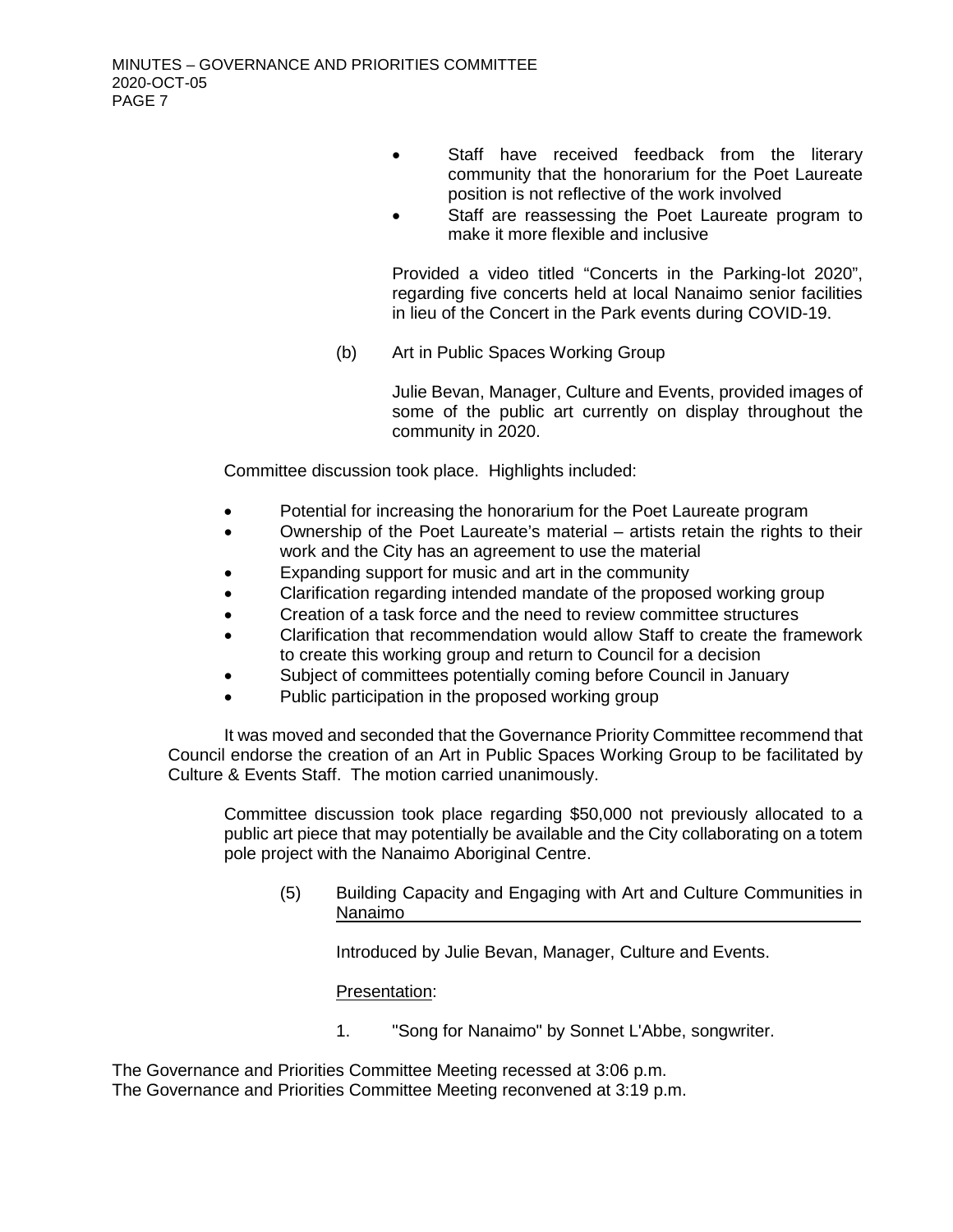- Staff have received feedback from the literary community that the honorarium for the Poet Laureate position is not reflective of the work involved
- Staff are reassessing the Poet Laureate program to make it more flexible and inclusive

Provided a video titled "Concerts in the Parking-lot 2020", regarding five concerts held at local Nanaimo senior facilities in lieu of the Concert in the Park events during COVID-19.

(b) Art in Public Spaces Working Group

Julie Bevan, Manager, Culture and Events, provided images of some of the public art currently on display throughout the community in 2020.

Committee discussion took place. Highlights included:

- Potential for increasing the honorarium for the Poet Laureate program
- Ownership of the Poet Laureate's material – artists retain the rights to their work and the City has an agreement to use the material
- Expanding support for music and art in the community
- Clarification regarding intended mandate of the proposed working group
- Creation of a task force and the need to review committee structures
- Clarification that recommendation would allow Staff to create the framework to create this working group and return to Council for a decision
- Subject of committees potentially coming before Council in January
- Public participation in the proposed working group

It was moved and seconded that the Governance Priority Committee recommend that Council endorse the creation of an Art in Public Spaces Working Group to be facilitated by Culture & Events Staff. The motion carried unanimously.

Committee discussion took place regarding $50,000 not previously allocated to a public art piece that may potentially be available and the City collaborating on a totem pole project with the Nanaimo Aboriginal Centre.

(5) <u>Building Capacity and Engaging with Art and Culture Communities in Nanaimo</u>

Introduced by Julie Bevan, Manager, Culture and Events.

<u>Presentation</u>:

1. "Song for Nanaimo" by Sonnet L'Abbe, songwriter.

The Governance and Priorities Committee Meeting recessed at 3:06 p.m.
The Governance and Priorities Committee Meeting reconvened at 3:19 p.m.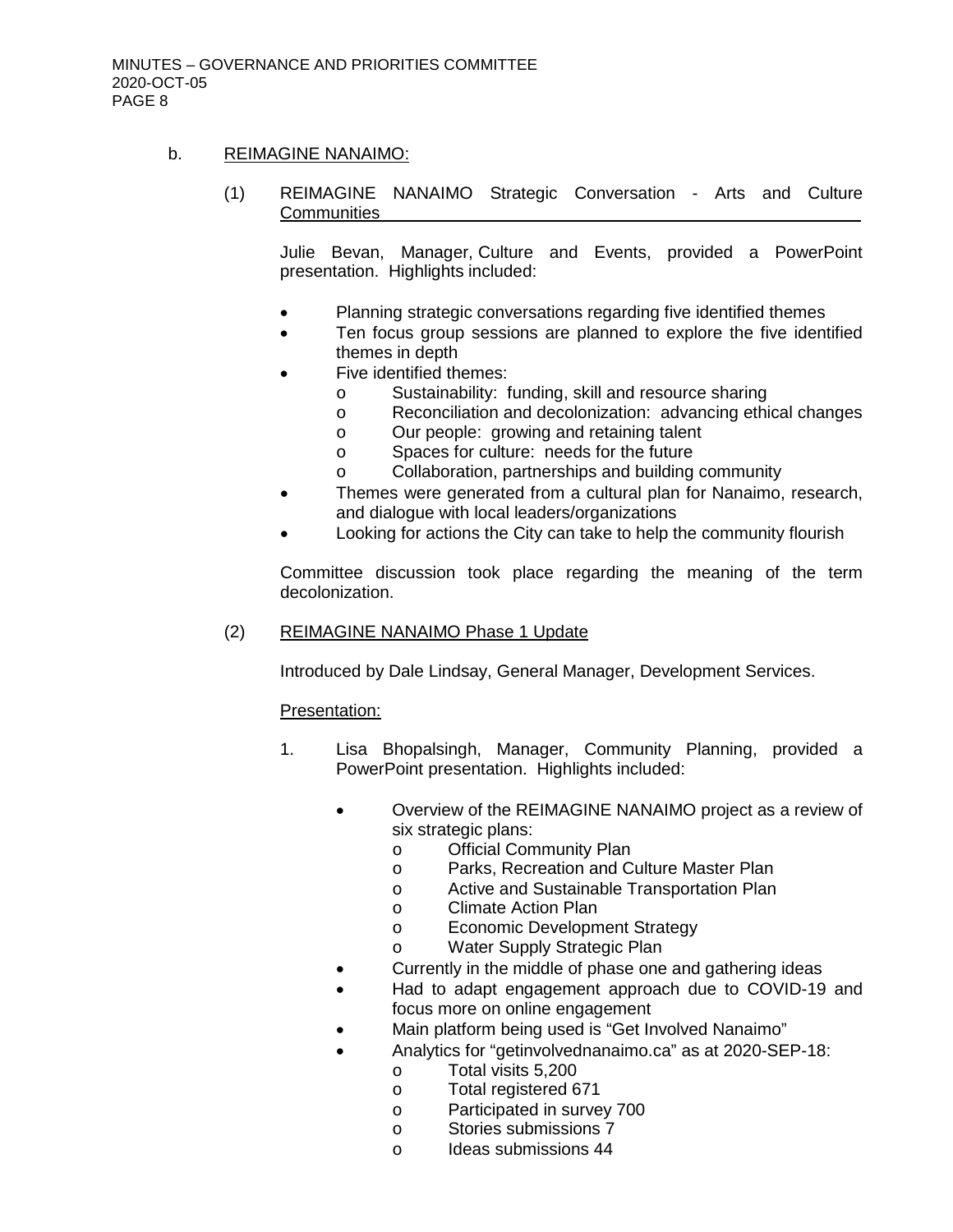b. REIMAGINE NANAIMO:

(1) REIMAGINE NANAIMO Strategic Conversation - Arts and Culture Communities

Julie Bevan, Manager, Culture and Events, provided a PowerPoint presentation. Highlights included:

- Planning strategic conversations regarding five identified themes
- Ten focus group sessions are planned to explore the five identified themes in depth
- Five identified themes:
  - Sustainability: funding, skill and resource sharing
  - Reconciliation and decolonization: advancing ethical changes
  - Our people: growing and retaining talent
  - Spaces for culture: needs for the future
  - Collaboration, partnerships and building community
- Themes were generated from a cultural plan for Nanaimo, research, and dialogue with local leaders/organizations
- Looking for actions the City can take to help the community flourish

Committee discussion took place regarding the meaning of the term decolonization.

(2) REIMAGINE NANAIMO Phase 1 Update

Introduced by Dale Lindsay, General Manager, Development Services.

Presentation:

1. Lisa Bhopalsingh, Manager, Community Planning, provided a PowerPoint presentation. Highlights included:

   - Overview of the REIMAGINE NANAIMO project as a review of six strategic plans:
     - Official Community Plan
     - Parks, Recreation and Culture Master Plan
     - Active and Sustainable Transportation Plan
     - Climate Action Plan
     - Economic Development Strategy
     - Water Supply Strategic Plan
   - Currently in the middle of phase one and gathering ideas
   - Had to adapt engagement approach due to COVID-19 and focus more on online engagement
   - Main platform being used is "Get Involved Nanaimo"
   - Analytics for "getinvolvednanaimo.ca" as at 2020-SEP-18:
     - Total visits 5,200
     - Total registered 671
     - Participated in survey 700
     - Stories submissions 7
     - Ideas submissions 44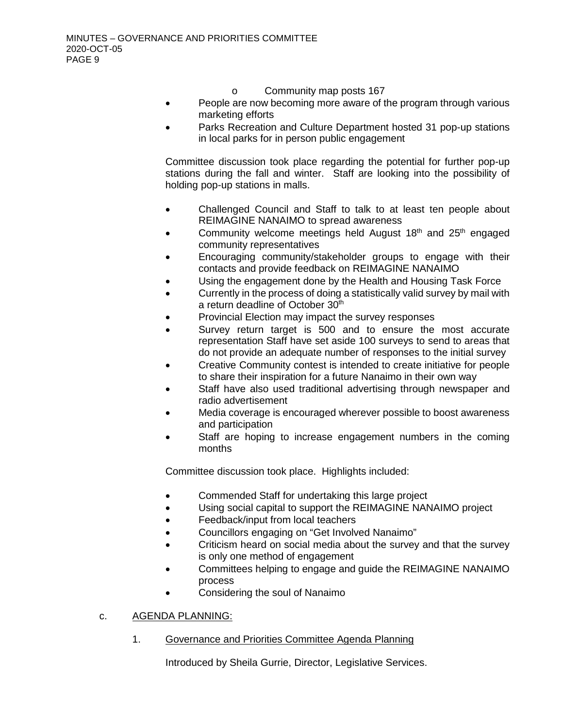- Community map posts 167
- People are now becoming more aware of the program through various marketing efforts
- Parks Recreation and Culture Department hosted 31 pop-up stations in local parks for in person public engagement

Committee discussion took place regarding the potential for further pop-up stations during the fall and winter. Staff are looking into the possibility of holding pop-up stations in malls.

- Challenged Council and Staff to talk to at least ten people about REIMAGINE NANAIMO to spread awareness
- Community welcome meetings held August 18th and 25th engaged community representatives
- Encouraging community/stakeholder groups to engage with their contacts and provide feedback on REIMAGINE NANAIMO
- Using the engagement done by the Health and Housing Task Force
- Currently in the process of doing a statistically valid survey by mail with a return deadline of October 30th
- Provincial Election may impact the survey responses
- Survey return target is 500 and to ensure the most accurate representation Staff have set aside 100 surveys to send to areas that do not provide an adequate number of responses to the initial survey
- Creative Community contest is intended to create initiative for people to share their inspiration for a future Nanaimo in their own way
- Staff have also used traditional advertising through newspaper and radio advertisement
- Media coverage is encouraged wherever possible to boost awareness and participation
- Staff are hoping to increase engagement numbers in the coming months

Committee discussion took place. Highlights included:

- Commended Staff for undertaking this large project
- Using social capital to support the REIMAGINE NANAIMO project
- Feedback/input from local teachers
- Councillors engaging on "Get Involved Nanaimo"
- Criticism heard on social media about the survey and that the survey is only one method of engagement
- Committees helping to engage and guide the REIMAGINE NANAIMO process
- Considering the soul of Nanaimo

c. AGENDA PLANNING:

1. Governance and Priorities Committee Agenda Planning

Introduced by Sheila Gurrie, Director, Legislative Services.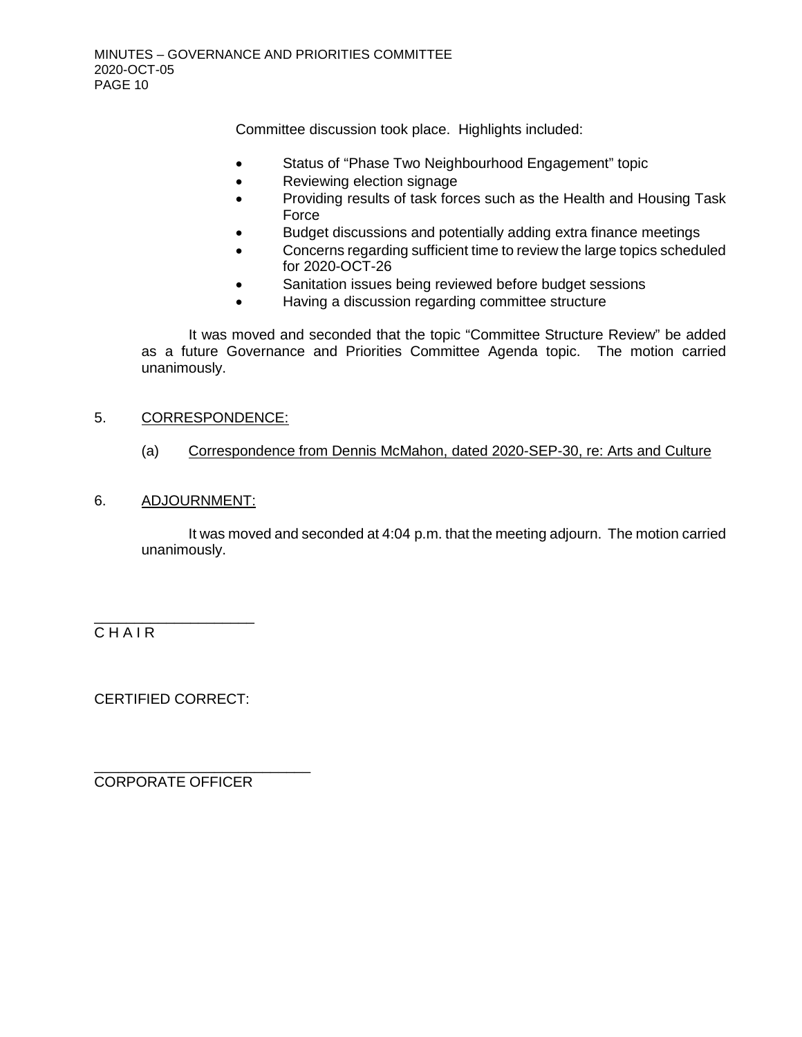Committee discussion took place. Highlights included:

- Status of "Phase Two Neighbourhood Engagement" topic
- Reviewing election signage
- Providing results of task forces such as the Health and Housing Task Force
- Budget discussions and potentially adding extra finance meetings
- Concerns regarding sufficient time to review the large topics scheduled for 2020-OCT-26
- Sanitation issues being reviewed before budget sessions
- Having a discussion regarding committee structure

It was moved and seconded that the topic "Committee Structure Review" be added as a future Governance and Priorities Committee Agenda topic. The motion carried unanimously.

## 5. CORRESPONDENCE:

(a) Correspondence from Dennis McMahon, dated 2020-SEP-30, re: Arts and Culture

## 6. ADJOURNMENT:

It was moved and seconded at 4:04 p.m. that the meeting adjourn. The motion carried unanimously.

\_\_\_\_\_\_\_\_\_\_\_\_\_\_\_\_\_\_\_\_

C H A I R

CERTIFIED CORRECT:

\_\_\_\_\_\_\_\_\_\_\_\_\_\_\_\_\_\_\_\_\_\_\_\_\_\_

CORPORATE OFFICER